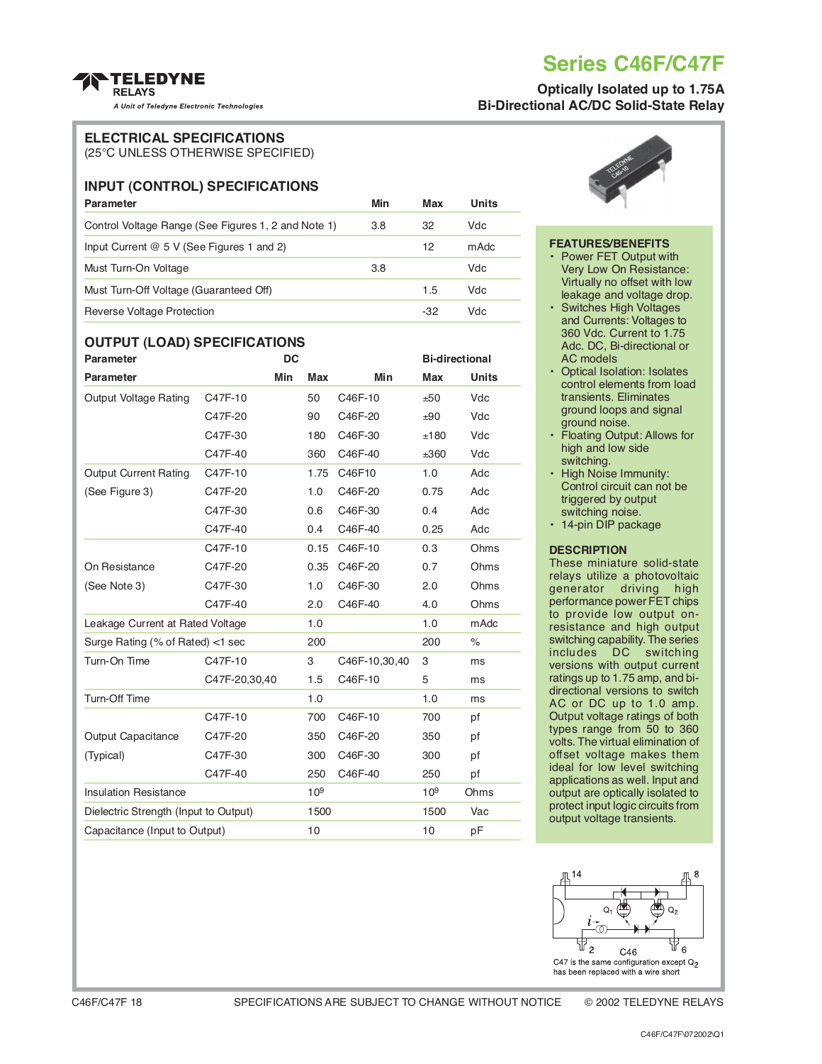# Series C46F/C47F

**Optically Isolated up to 1.75A**
**Bi-Directional AC/DC Solid-State Relay**

TELEDYNE RELAYS
*A Unit of Teledyne Electronic Technologies*

## ELECTRICAL SPECIFICATIONS

(25°C UNLESS OTHERWISE SPECIFIED)

### INPUT (CONTROL) SPECIFICATIONS

| Parameter | Min | Max | Units |
|---|---|---|---|
| Control Voltage Range (See Figures 1, 2 and Note 1) | 3.8 | 32 | Vdc |
| Input Current @ 5 V (See Figures 1 and 2) | | 12 | mAdc |
| Must Turn-On Voltage | 3.8 | | Vdc |
| Must Turn-Off Voltage (Guaranteed Off) | | 1.5 | Vdc |
| Reverse Voltage Protection | | -32 | Vdc |

### OUTPUT (LOAD) SPECIFICATIONS

| Parameter | | DC | | Bi-directional | | |
|---|---|---|---|---|---|---|
| Parameter | | Min | Max | Min | Max | Units |
| Output Voltage Rating | C47F-10 | | 50 | C46F-10 | ±50 | Vdc |
| | C47F-20 | | 90 | C46F-20 | ±90 | Vdc |
| | C47F-30 | | 180 | C46F-30 | ±180 | Vdc |
| | C47F-40 | | 360 | C46F-40 | ±360 | Vdc |
| Output Current Rating | C47F-10 | | 1.75 | C46F10 | 1.0 | Adc |
| (See Figure 3) | C47F-20 | | 1.0 | C46F-20 | 0.75 | Adc |
| | C47F-30 | | 0.6 | C46F-30 | 0.4 | Adc |
| | C47F-40 | | 0.4 | C46F-40 | 0.25 | Adc |
| | C47F-10 | | 0.15 | C46F-10 | 0.3 | Ohms |
| On Resistance | C47F-20 | | 0.35 | C46F-20 | 0.7 | Ohms |
| (See Note 3) | C47F-30 | | 1.0 | C46F-30 | 2.0 | Ohms |
| | C47F-40 | | 2.0 | C46F-40 | 4.0 | Ohms |
| Leakage Current at Rated Voltage | | | 1.0 | | 1.0 | mAdc |
| Surge Rating (% of Rated) <1 sec | | | 200 | | 200 | % |
| Turn-On Time | C47F-10 | | 3 | C46F-10,30,40 | 3 | ms |
| | C47F-20,30,40 | | 1.5 | C46F-10 | 5 | ms |
| Turn-Off Time | | | 1.0 | | 1.0 | ms |
| | C47F-10 | | 700 | C46F-10 | 700 | pf |
| Output Capacitance | C47F-20 | | 350 | C46F-20 | 350 | pf |
| (Typical) | C47F-30 | | 300 | C46F-30 | 300 | pf |
| | C47F-40 | | 250 | C46F-40 | 250 | pf |
| Insulation Resistance | | | $10^9$ | | $10^9$ | Ohms |
| Dielectric Strength (Input to Output) | | | 1500 | | 1500 | Vac |
| Capacitance (Input to Output) | | | 10 | | 10 | pF |

### FEATURES/BENEFITS

- Power FET Output with Very Low On Resistance: Virtually no offset with low leakage and voltage drop.
- Switches High Voltages and Currents: Voltages to 360 Vdc. Current to 1.75 Adc. DC, Bi-directional or AC models
- Optical Isolation: Isolates control elements from load transients. Eliminates ground loops and signal ground noise.
- Floating Output: Allows for high and low side switching.
- High Noise Immunity: Control circuit can not be triggered by output switching noise.
- 14-pin DIP package

### DESCRIPTION

These miniature solid-state relays utilize a photovoltaic generator driving high performance power FET chips to provide low output on-resistance and high output switching capability. The series includes DC switching versions with output current ratings up to 1.75 amp, and bi-directional versions to switch AC or DC up to 1.0 amp. Output voltage ratings of both types range from 50 to 360 volts. The virtual elimination of offset voltage makes them ideal for low level switching applications as well. Input and output are optically isolated to protect input logic circuits from output voltage transients.

14 8 $Q_1$ $Q_2$ $i$ 2 C46 6

C47 is the same configuration except $Q_2$ has been replaced with a wire short

C46F/C47F 18 SPECIFICATIONS ARE SUBJECT TO CHANGE WITHOUT NOTICE © 2002 TELEDYNE RELAYS

C46F/C47F\072002\Q1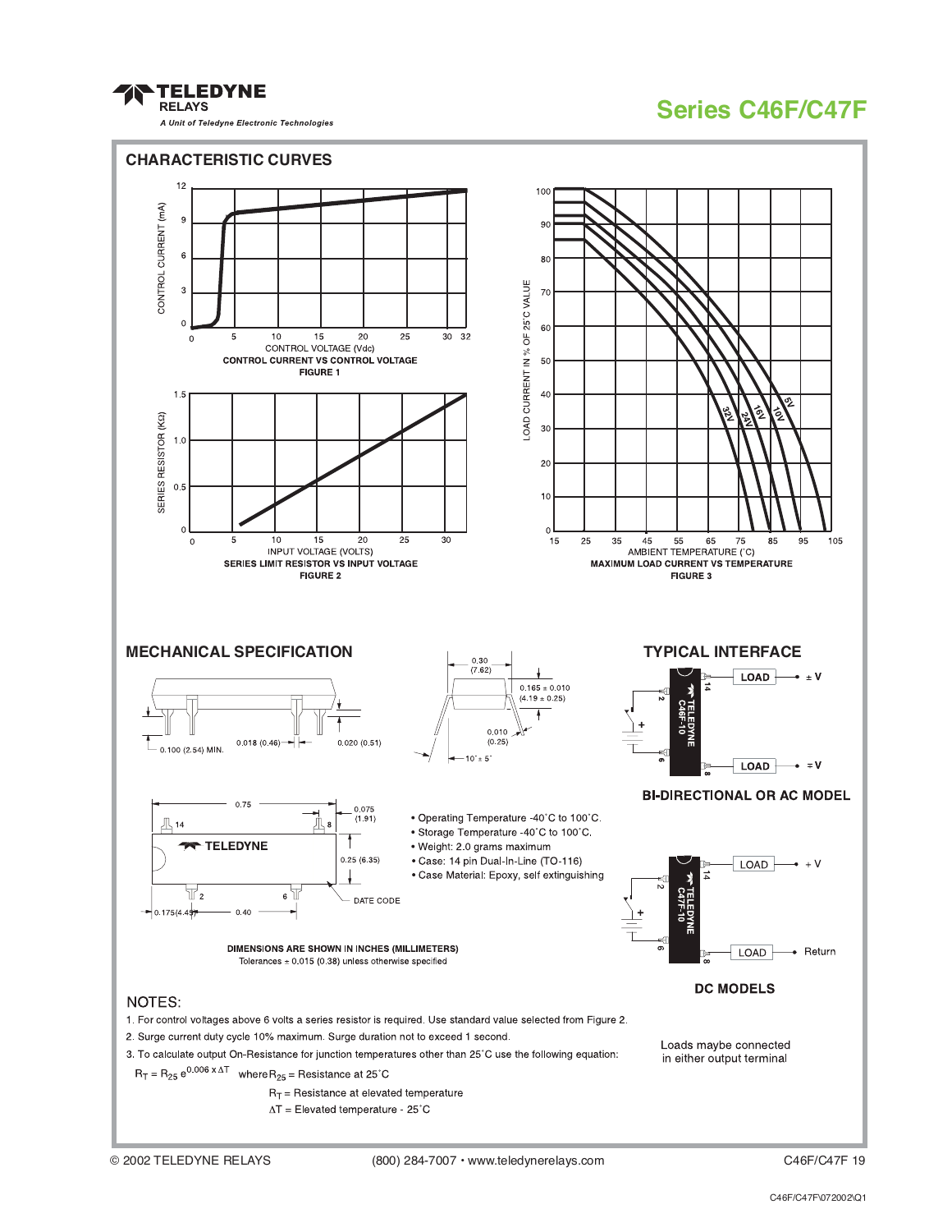## CHARACTERISTIC CURVES

12
9
6
3
0
CONTROL CURRENT (mA)
0 5 10 15 20 25 30 32
CONTROL VOLTAGE (Vdc)

**CONTROL CURRENT VS CONTROL VOLTAGE**
**FIGURE 1**

1.5
1.0
0.5
0
SERIES RESISTOR (KΩ)
0 5 10 15 20 25 30
INPUT VOLTAGE (VOLTS)

**SERIES LIMIT RESISTOR VS INPUT VOLTAGE**
**FIGURE 2**

100
90
80
70
60
50
40
30
20
10
0
LOAD CURRENT IN % OF 25°C VALUE
32V 24V 16V 10V 5V
15 25 35 45 55 65 75 85 95 105
AMBIENT TEMPERATURE (°C)

**MAXIMUM LOAD CURRENT VS TEMPERATURE**
**FIGURE 3**

## MECHANICAL SPECIFICATION

0.100 (2.54) MIN.
0.018 (0.46)
0.020 (0.51)
0.30 (7.62)
0.165 ± 0.010 (4.19 ± 0.25)
0.010 (0.25)
10° ± 5°
0.75
0.075 (1.91)
14
8
TELEDYNE
0.25 (6.35)
2
6
DATE CODE
0.175(4.45)
0.40

- Operating Temperature -40°C to 100°C.
- Storage Temperature -40°C to 100°C.
- Weight: 2.0 grams maximum
- Case: 14 pin Dual-In-Line (TO-116)
- Case Material: Epoxy, self extinguishing

**DIMENSIONS ARE SHOWN IN INCHES (MILLIMETERS)**
Tolerances ± 0.015 (0.38) unless otherwise specified

## TYPICAL INTERFACE

LOAD
± V
14
2
+
TELEDYNE C46F-10
6
8
LOAD
∓ V

**BI-DIRECTIONAL OR AC MODEL**

LOAD
+ V
14
2
+
TELEDYNE C47F-10
6
8
LOAD
Return

**DC MODELS**

Loads maybe connected in either output terminal

## NOTES:

1. For control voltages above 6 volts a series resistor is required. Use standard value selected from Figure 2.
2. Surge current duty cycle 10% maximum. Surge duration not to exceed 1 second.
3. To calculate output On-Resistance for junction temperatures other than 25°C use the following equation:

$R_T = R_{25}\, e^{0.006 \times \Delta T}$ where $R_{25}$ = Resistance at 25°C

$R_T$ = Resistance at elevated temperature

$\Delta T$ = Elevated temperature - 25°C

C46F/C47F\072002\Q1